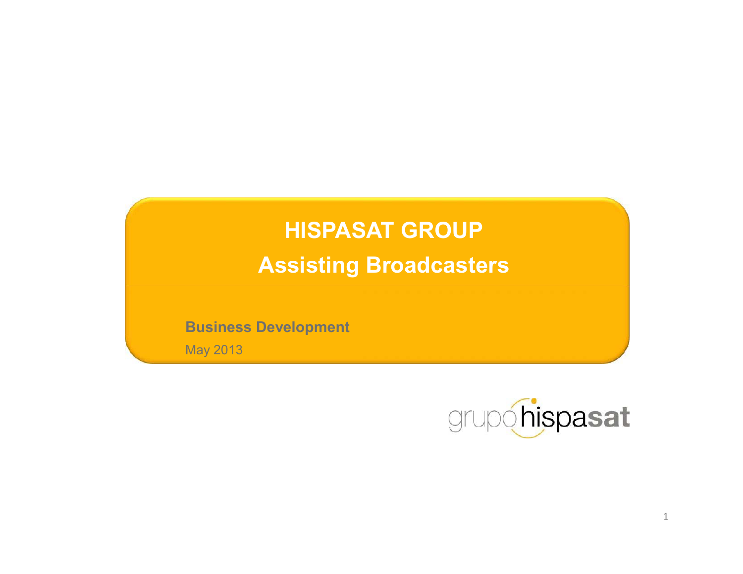# HISPASAT GROUP

## Assisting Broadcasters

**Business Development**

May 2013

grupo hispasat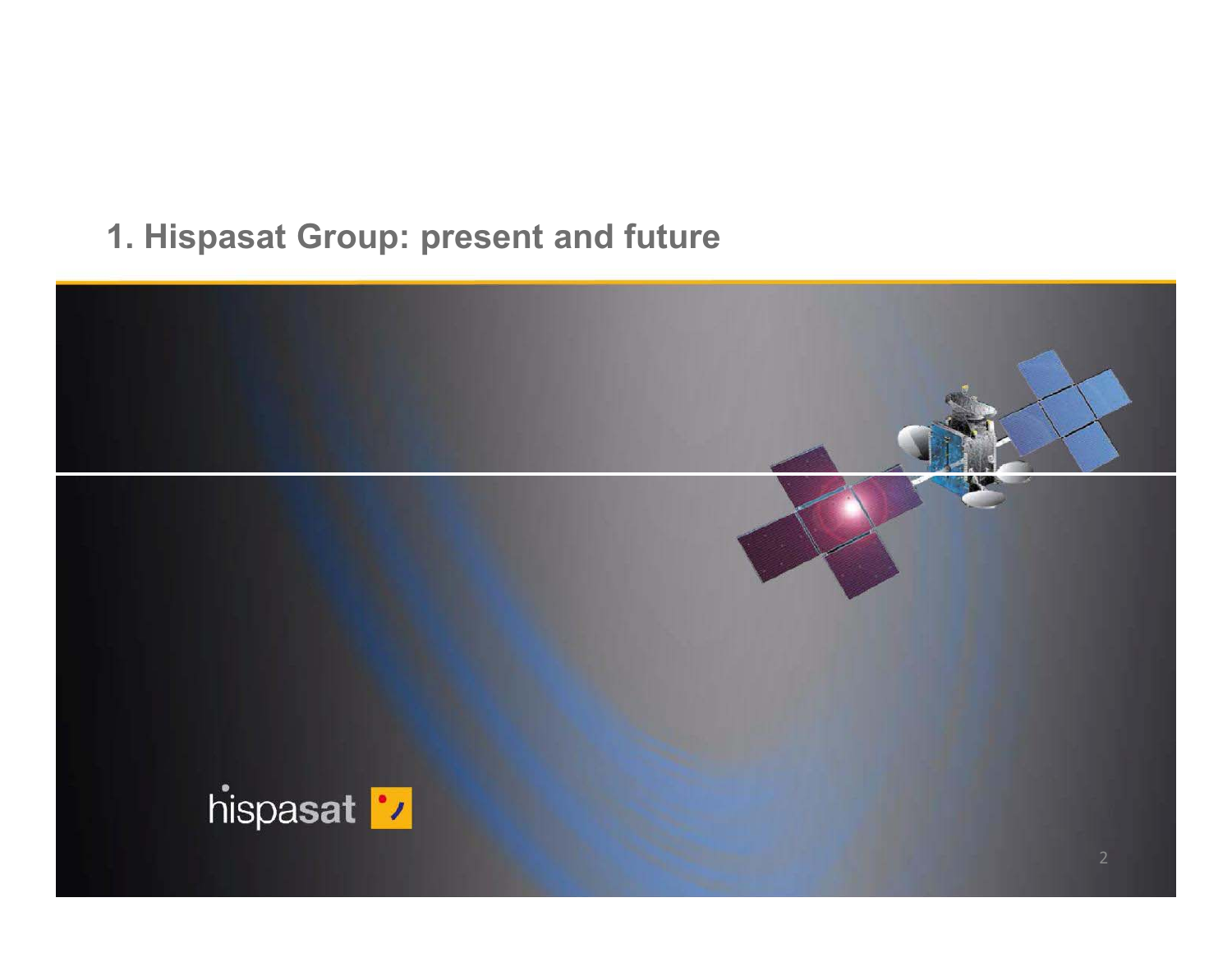# 1. Hispasat Group: present and future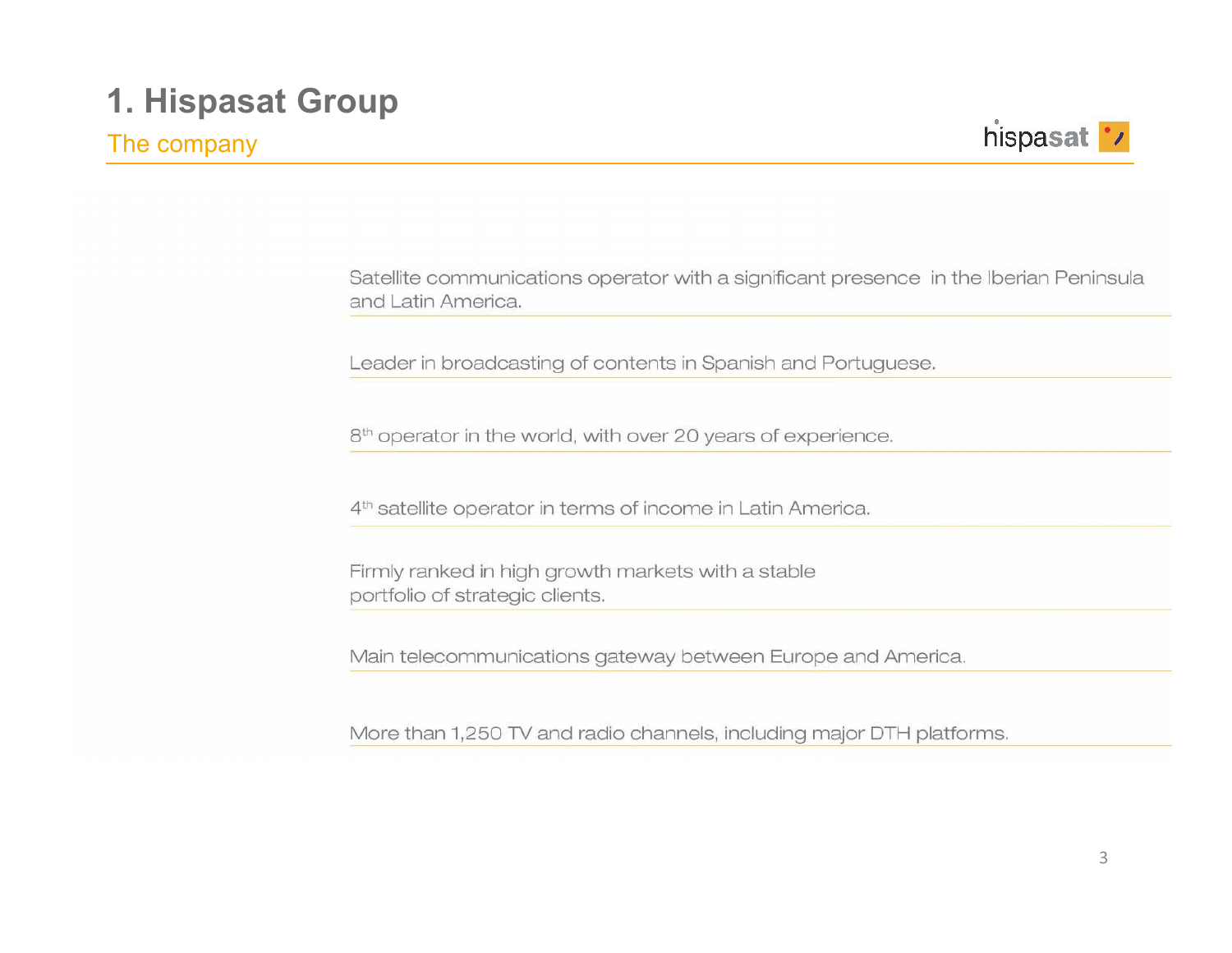# 1. Hispasat Group

## The company

Satellite communications operator with a significant presence in the Iberian Peninsula and Latin America.

Leader in broadcasting of contents in Spanish and Portuguese.

8th operator in the world, with over 20 years of experience.

4th satellite operator in terms of income in Latin America.

Firmly ranked in high growth markets with a stable portfolio of strategic clients.

Main telecommunications gateway between Europe and America.

More than 1,250 TV and radio channels, including major DTH platforms.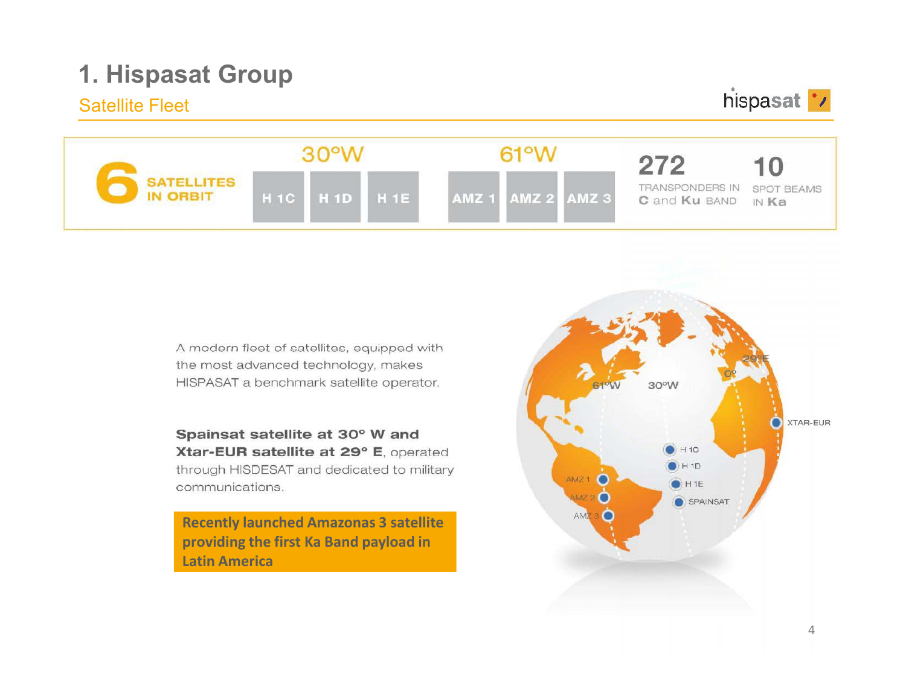# 1. Hispasat Group

## Satellite Fleet

**6 SATELLITES IN ORBIT**

| 30°W | | | 61°W | | | 272 | 10 |
|---|---|---|---|---|---|---|---|
| H 1C | H 1D | H 1E | AMZ 1 | AMZ 2 | AMZ 3 | TRANSPONDERS IN C and Ku BAND | SPOT BEAMS IN Ka |

A modern fleet of satellites, equipped with the most advanced technology, makes HISPASAT a benchmark satellite operator.

**Spainsat satellite at 30° W and Xtar-EUR satellite at 29° E**, operated through HISDESAT and dedicated to military communications.

**Recently launched Amazonas 3 satellite providing the first Ka Band payload in Latin America**

61°W 30°W 0° 29°E

XTAR-EUR

H 1C

H 1D

H 1E

SPAINSAT

AMZ 1

AMZ 2

AMZ 3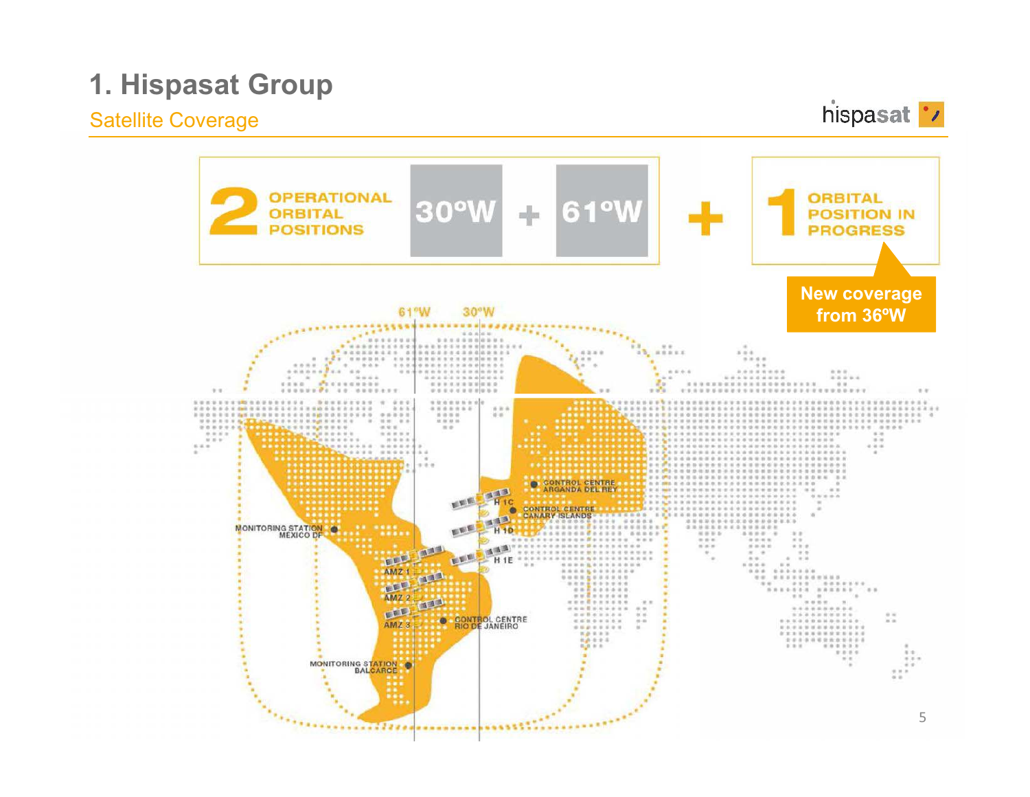# 1. Hispasat Group

## Satellite Coverage

**2** OPERATIONAL ORBITAL POSITIONS: **30ºW** + **61ºW**

\+

**1** ORBITAL POSITION IN PROGRESS

New coverage from 36ºW

61ºW 30ºW

CONTROL CENTRE ARGANDA DEL REY

H 1C

CONTROL CENTRE CANARY ISLANDS

H 1D

MONITORING STATION MEXICO DF

H 1E

AMZ 1

AMZ 2

AMZ 3

CONTROL CENTRE RIO DE JANEIRO

MONITORING STATION BALCARCE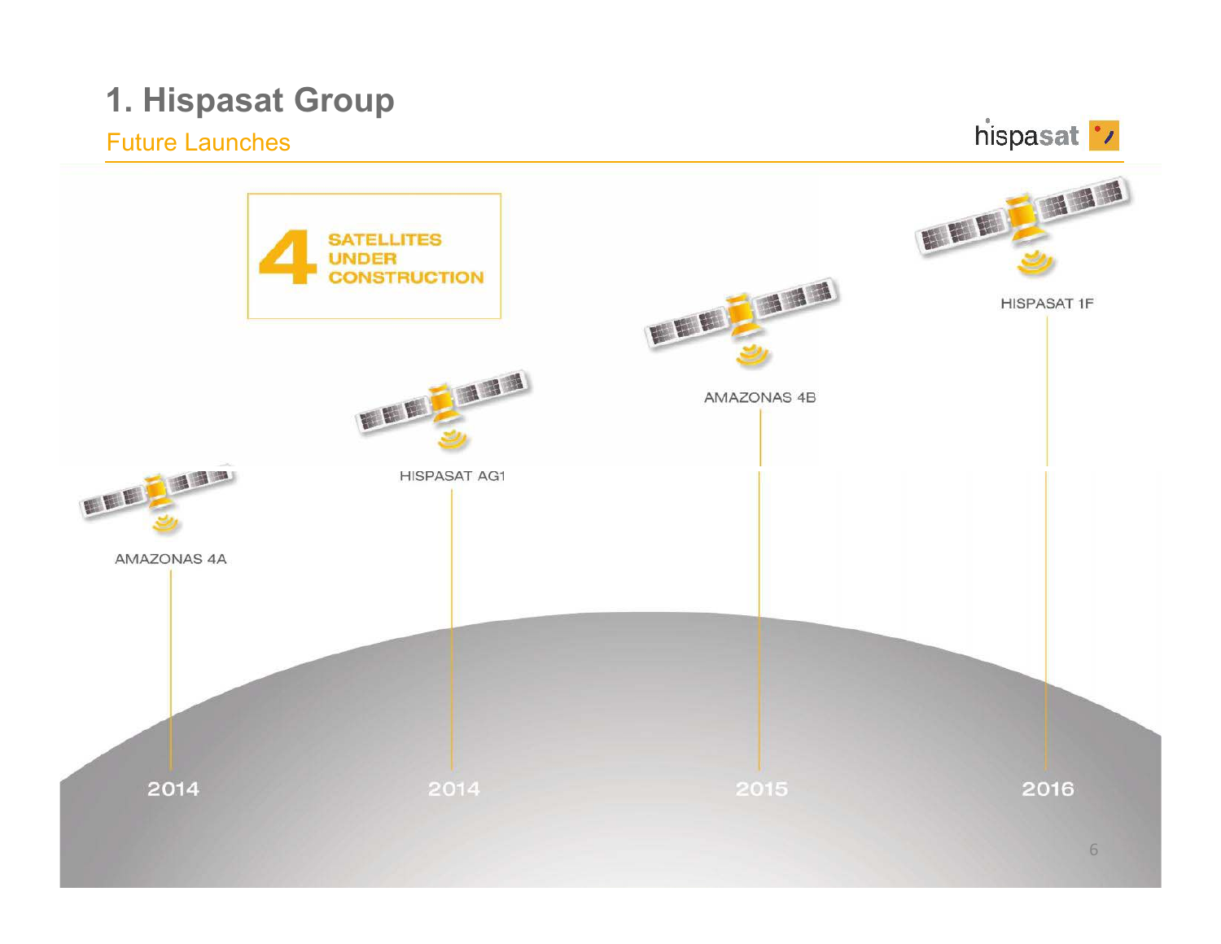# 1. Hispasat Group

## Future Launches

**4 SATELLITES UNDER CONSTRUCTION**

| Satellite | Year |
|---|---|
| AMAZONAS 4A | 2014 |
| HISPASAT AG1 | 2014 |
| AMAZONAS 4B | 2015 |
| HISPASAT 1F | 2016 |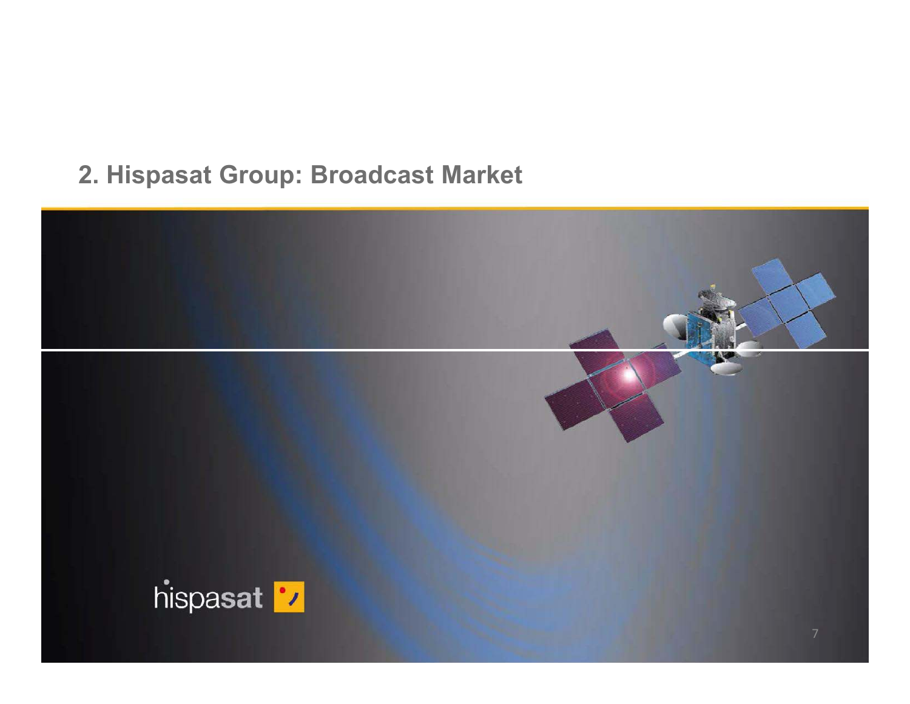## 2. Hispasat Group: Broadcast Market

hispasat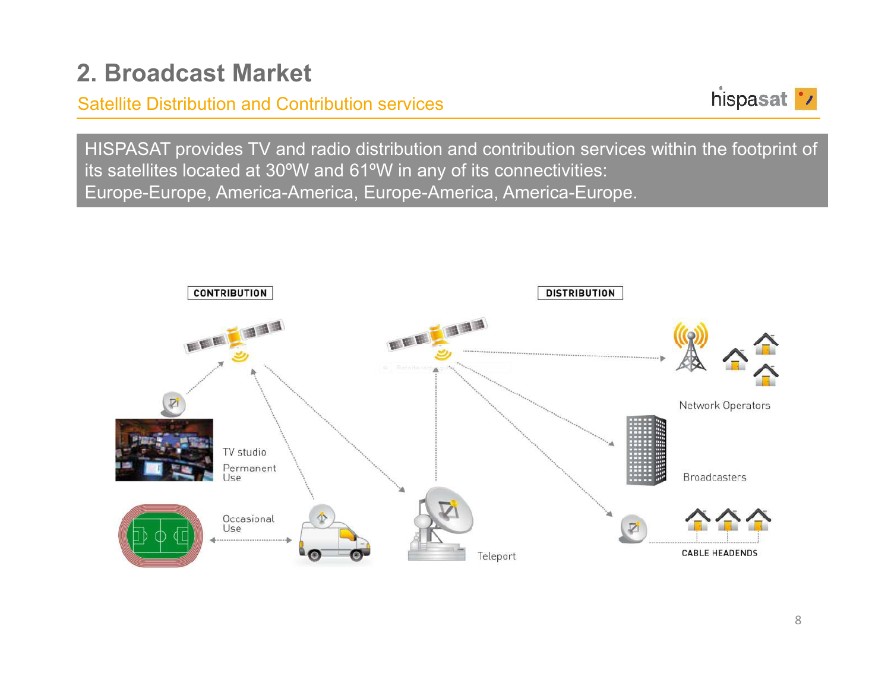# 2. Broadcast Market

## Satellite Distribution and Contribution services

HISPASAT provides TV and radio distribution and contribution services within the footprint of its satellites located at 30ºW and 61ºW in any of its connectivities:
Europe-Europe, America-America, Europe-America, America-Europe.

CONTRIBUTION

DISTRIBUTION

TV studio

Permanent Use

Occasional Use

Teleport

Network Operators

Broadcasters

CABLE HEADENDS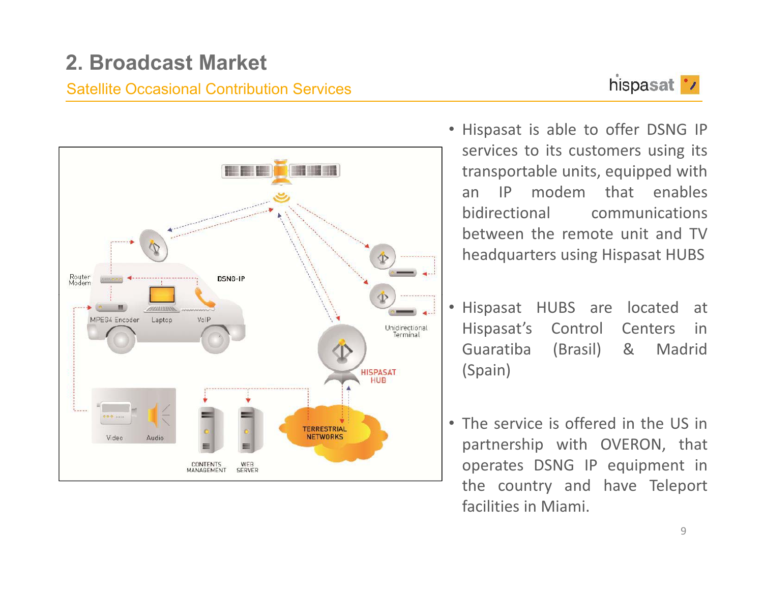## 2. Broadcast Market

Satellite Occasional Contribution Services

- Hispasat is able to offer DSNG IP services to its customers using its transportable units, equipped with an IP modem that enables bidirectional communications between the remote unit and TV headquarters using Hispasat HUBS

- Hispasat HUBS are located at Hispasat's Control Centers in Guaratiba (Brasil) & Madrid (Spain)

- The service is offered in the US in partnership with OVERON, that operates DSNG IP equipment in the country and have Teleport facilities in Miami.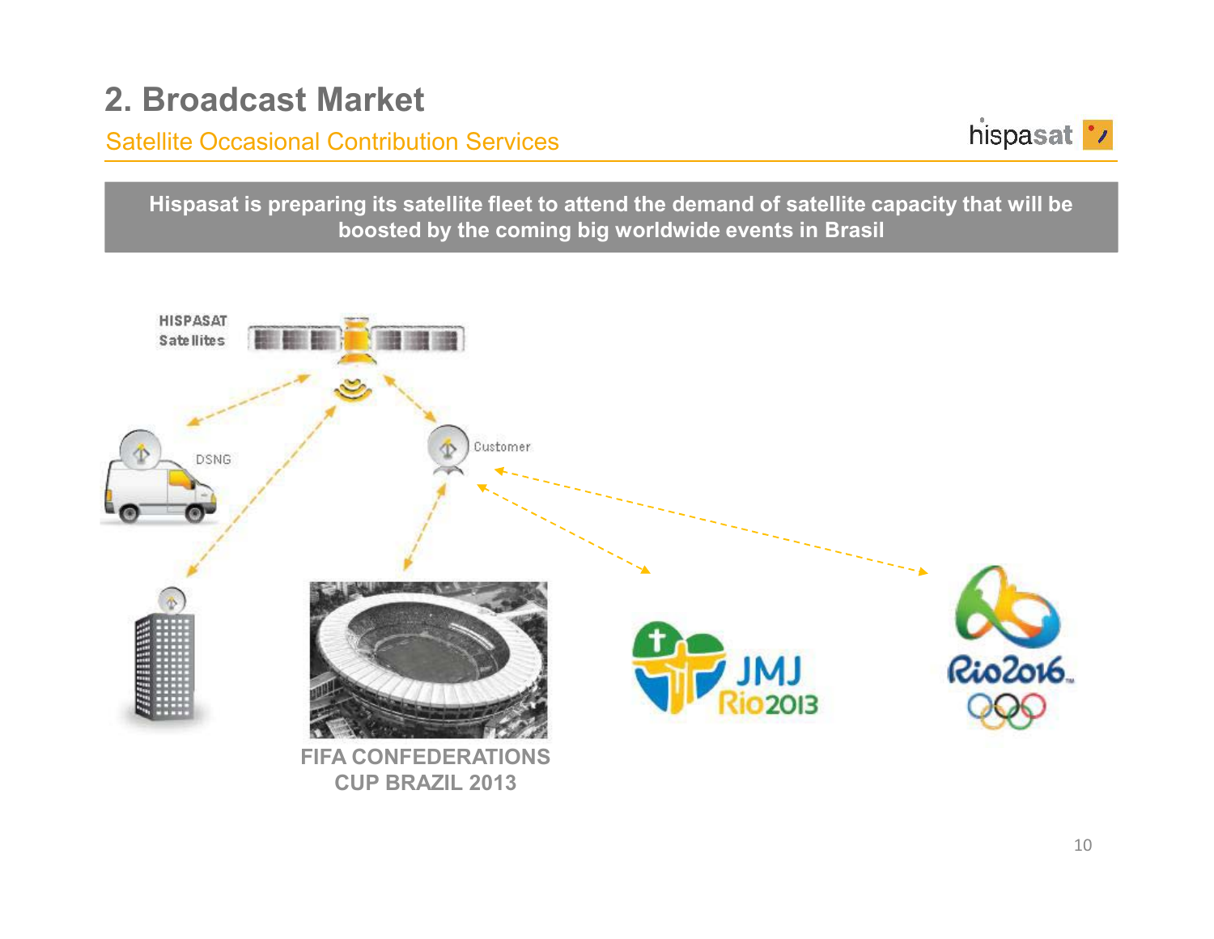# 2. Broadcast Market

## Satellite Occasional Contribution Services

**Hispasat is preparing its satellite fleet to attend the demand of satellite capacity that will be boosted by the coming big worldwide events in Brasil**

HISPASAT Satellites

DSNG

Customer

FIFA CONFEDERATIONS CUP BRAZIL 2013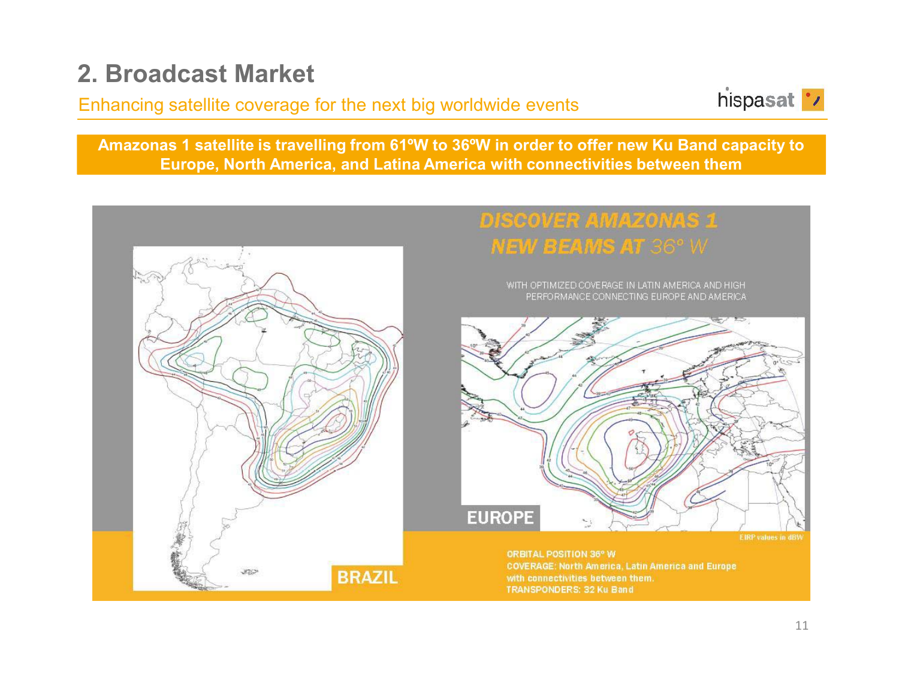## 2. Broadcast Market

Enhancing satellite coverage for the next big worldwide events

**Amazonas 1 satellite is travelling from 61ºW to 36ºW in order to offer new Ku Band capacity to Europe, North America, and Latina America with connectivities between them**

**DISCOVER AMAZONAS 1**
**NEW BEAMS AT** 36° W

WITH OPTIMIZED COVERAGE IN LATIN AMERICA AND HIGH PERFORMANCE CONNECTING EUROPE AND AMERICA

BRAZIL

EUROPE

EIRP values in dBW

ORBITAL POSITION 36° W
COVERAGE: North America, Latin America and Europe with connectivities between them.
TRANSPONDERS: 32 Ku Band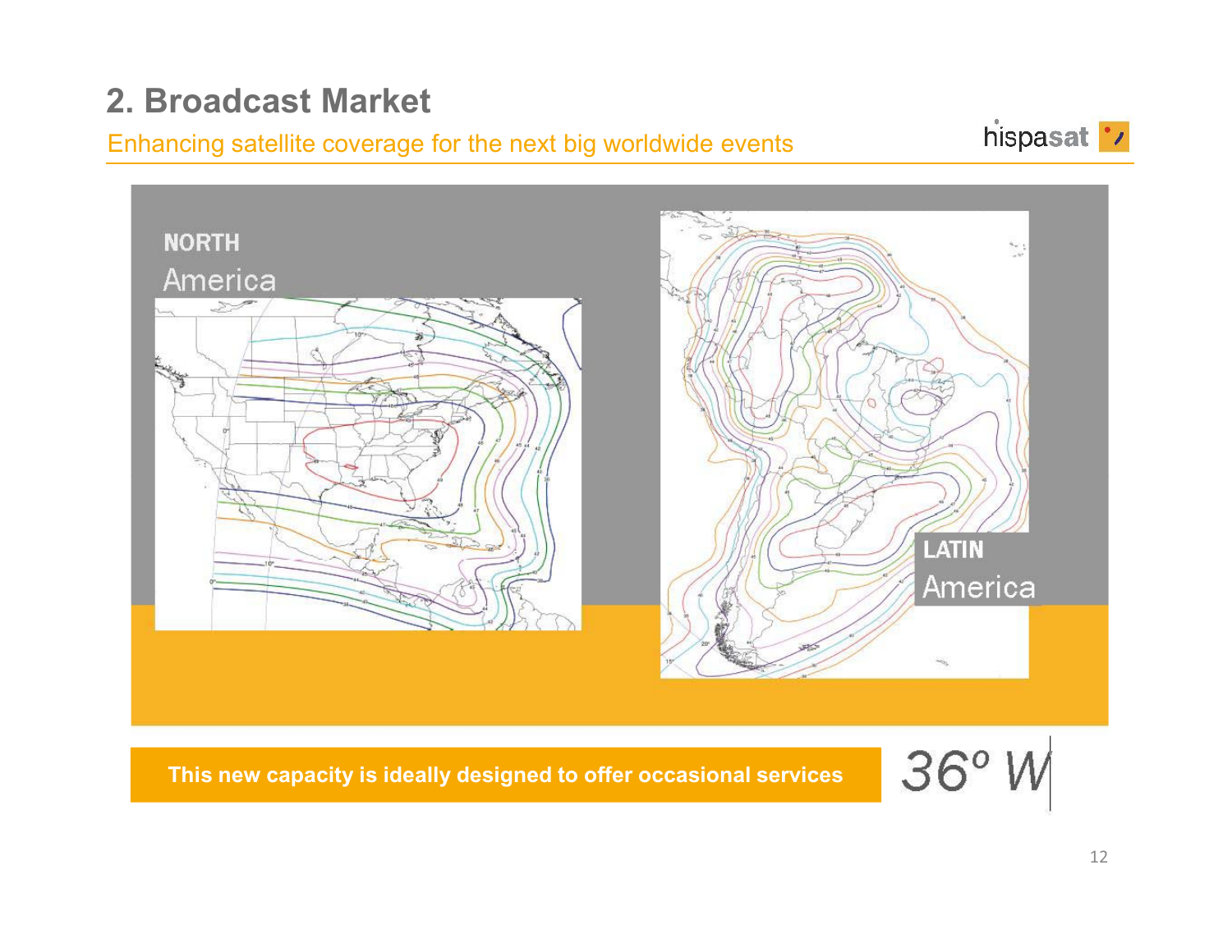## 2. Broadcast Market

Enhancing satellite coverage for the next big worldwide events

**NORTH**
America

**LATIN**
America

**This new capacity is ideally designed to offer occasional services**

36° W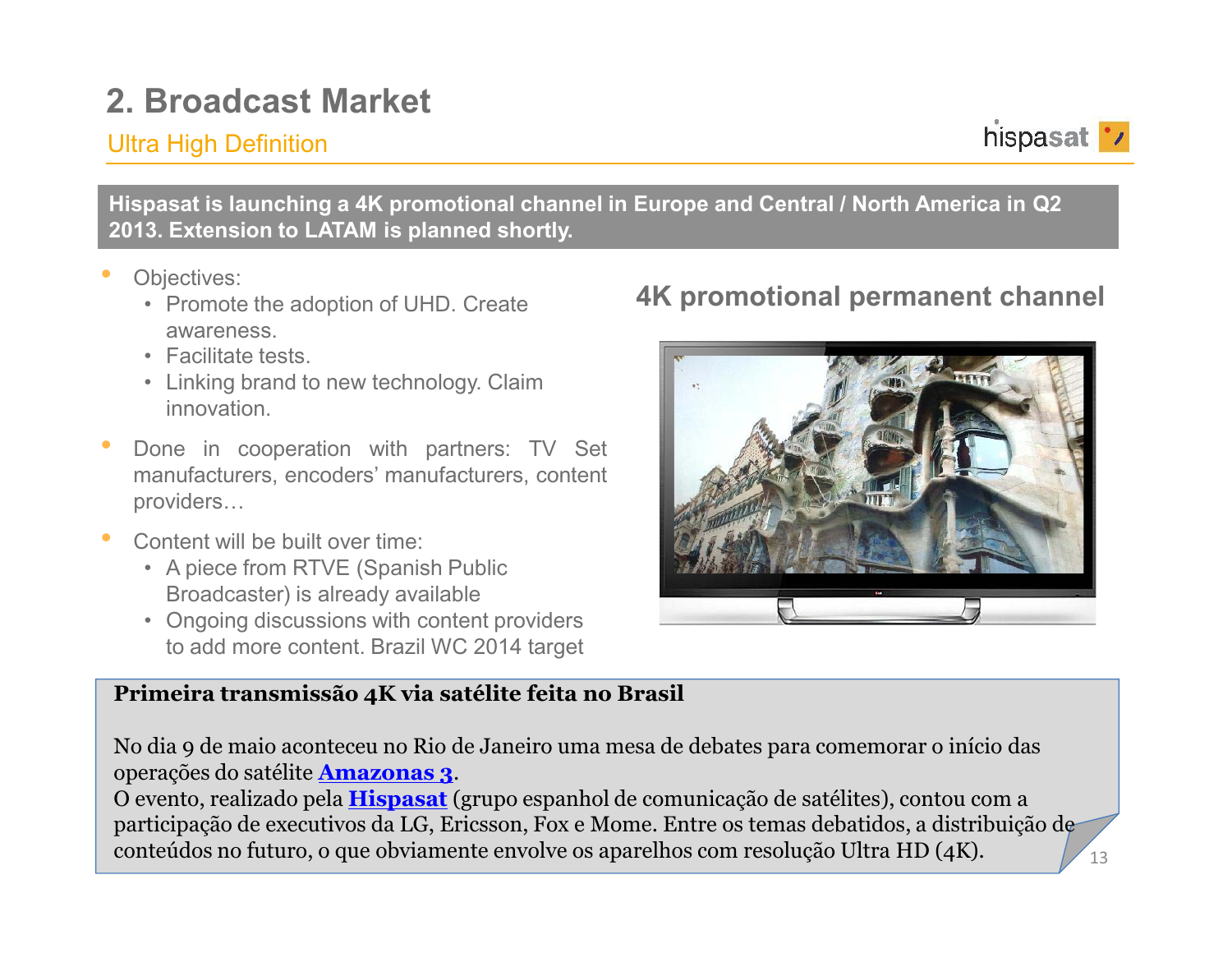# 2. Broadcast Market

## Ultra High Definition

**Hispasat is launching a 4K promotional channel in Europe and Central / North America in Q2 2013. Extension to LATAM is planned shortly.**

- Objectives:
  - Promote the adoption of UHD. Create awareness.
  - Facilitate tests.
  - Linking brand to new technology. Claim innovation.
- Done in cooperation with partners: TV Set manufacturers, encoders' manufacturers, content providers…
- Content will be built over time:
  - A piece from RTVE (Spanish Public Broadcaster) is already available
  - Ongoing discussions with content providers to add more content. Brazil WC 2014 target

### 4K promotional permanent channel

**Primeira transmissão 4K via satélite feita no Brasil**

No dia 9 de maio aconteceu no Rio de Janeiro uma mesa de debates para comemorar o início das operações do satélite **Amazonas 3**.
O evento, realizado pela **Hispasat** (grupo espanhol de comunicação de satélites), contou com a participação de executivos da LG, Ericsson, Fox e Mome. Entre os temas debatidos, a distribuição de conteúdos no futuro, o que obviamente envolve os aparelhos com resolução Ultra HD (4K).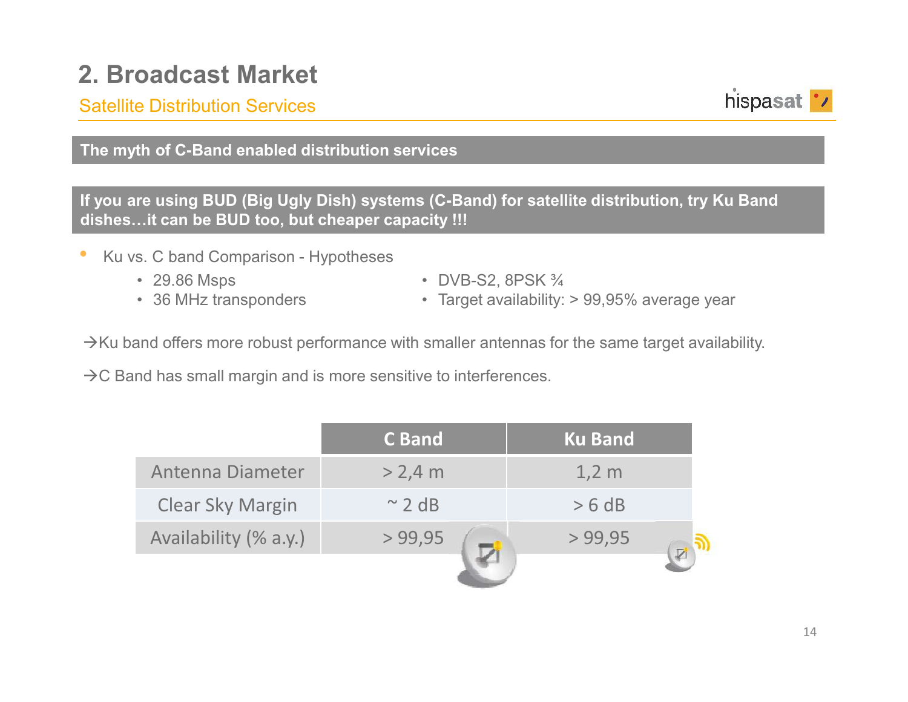# 2. Broadcast Market

## Satellite Distribution Services

**The myth of C-Band enabled distribution services**

**If you are using BUD (Big Ugly Dish) systems (C-Band) for satellite distribution, try Ku Band dishes…it can be BUD too, but cheaper capacity !!!**

- Ku vs. C band Comparison - Hypotheses
  - 29.86 Msps
  - 36 MHz transponders
  - DVB-S2, 8PSK ¾
  - Target availability: > 99,95% average year

→Ku band offers more robust performance with smaller antennas for the same target availability.

→C Band has small margin and is more sensitive to interferences.

| | C Band | Ku Band |
|---|---|---|
| Antenna Diameter | > 2,4 m | 1,2 m |
| Clear Sky Margin | ~ 2 dB | > 6 dB |
| Availability (% a.y.) | > 99,95 | > 99,95 |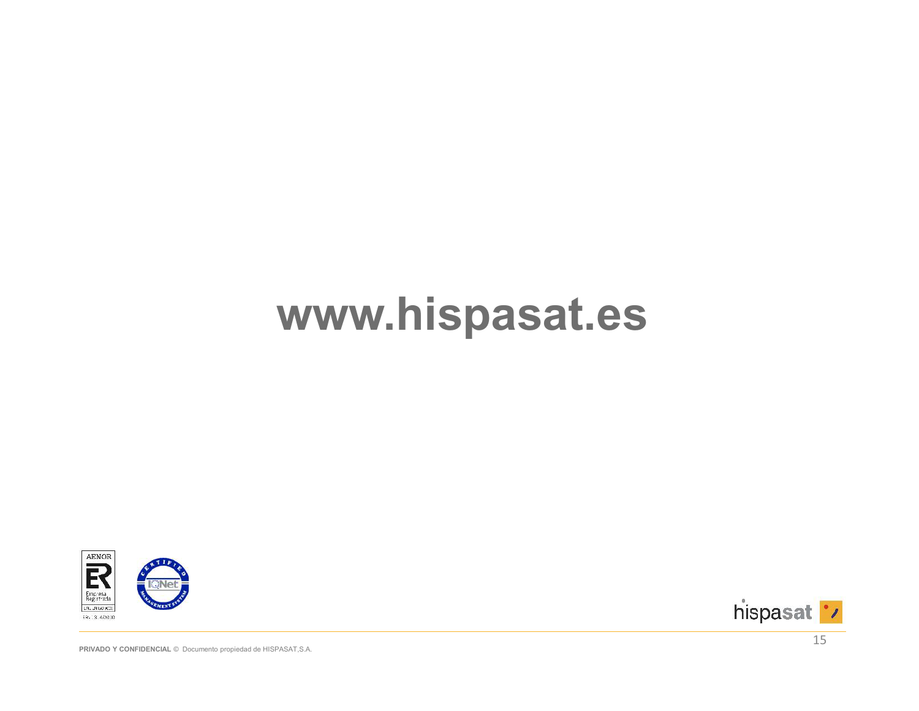# www.hispasat.es